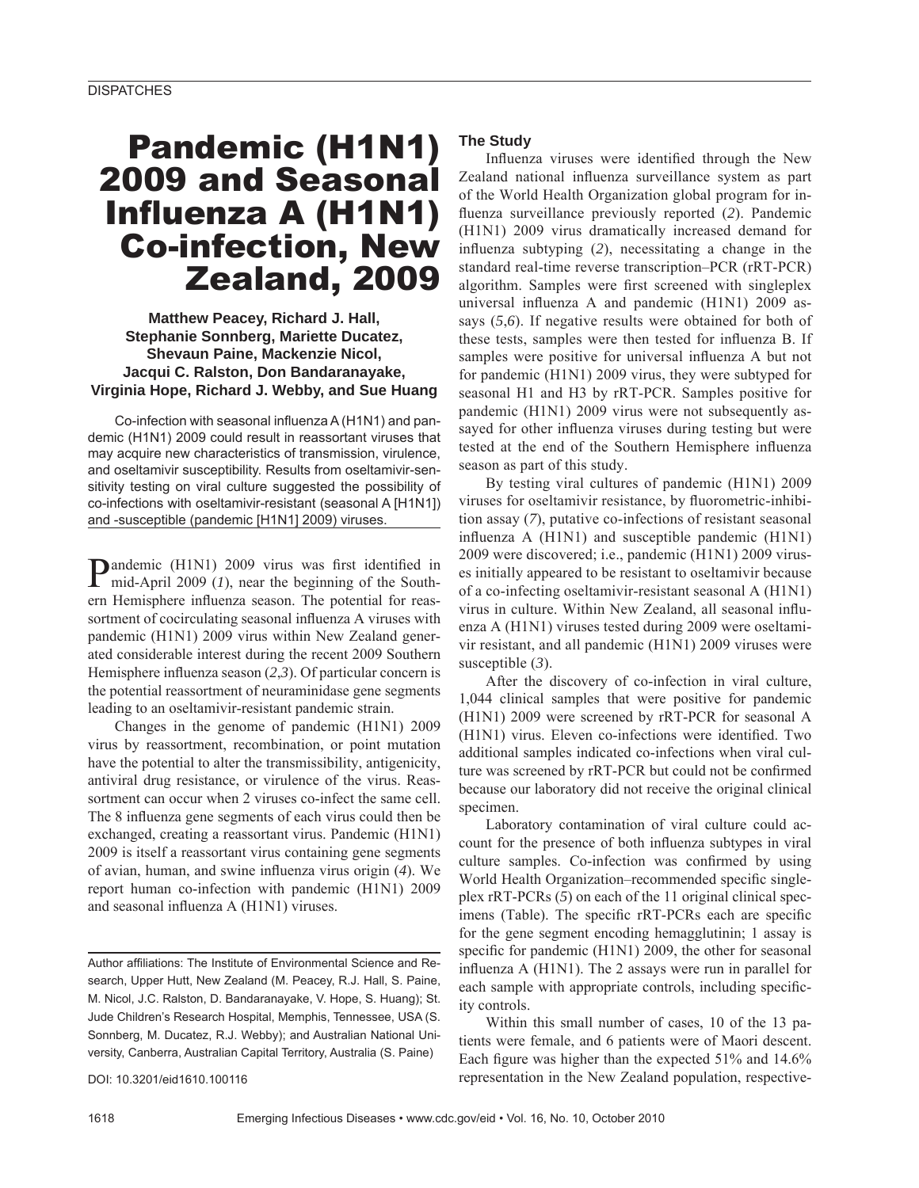DISPATCHES

# Pandemic (H1N1) 2009 and Seasonal Influenza A (H1N1) Co-infection, New Zealand, 2009

**Matthew Peacey, Richard J. Hall, Stephanie Sonnberg, Mariette Ducatez, Shevaun Paine, Mackenzie Nicol, Jacqui C. Ralston, Don Bandaranayake, Virginia Hope, Richard J. Webby, and Sue Huang**

Co-infection with seasonal influenza A (H1N1) and pandemic (H1N1) 2009 could result in reassortant viruses that may acquire new characteristics of transmission, virulence, and oseltamivir susceptibility. Results from oseltamivir-sensitivity testing on viral culture suggested the possibility of co-infections with oseltamivir-resistant (seasonal A [H1N1]) and -susceptible (pandemic [H1N1] 2009) viruses.

Pandemic (H1N1) 2009 virus was first identified in mid-April 2009 (*1*), near the beginning of the Southern Hemisphere influenza season. The potential for reassortment of cocirculating seasonal influenza A viruses with pandemic (H1N1) 2009 virus within New Zealand generated considerable interest during the recent 2009 Southern Hemisphere influenza season (*2*,*3*). Of particular concern is the potential reassortment of neuraminidase gene segments leading to an oseltamivir-resistant pandemic strain.

Changes in the genome of pandemic (H1N1) 2009 virus by reassortment, recombination, or point mutation have the potential to alter the transmissibility, antigenicity, antiviral drug resistance, or virulence of the virus. Reassortment can occur when 2 viruses co-infect the same cell. The 8 influenza gene segments of each virus could then be exchanged, creating a reassortant virus. Pandemic (H1N1) 2009 is itself a reassortant virus containing gene segments of avian, human, and swine influenza virus origin (*4*). We report human co-infection with pandemic (H1N1) 2009 and seasonal influenza A (H1N1) viruses.

Author affiliations: The Institute of Environmental Science and Research, Upper Hutt, New Zealand (M. Peacey, R.J. Hall, S. Paine, M. Nicol, J.C. Ralston, D. Bandaranayake, V. Hope, S. Huang); St. Jude Children's Research Hospital, Memphis, Tennessee, USA (S. Sonnberg, M. Ducatez, R.J. Webby); and Australian National University, Canberra, Australian Capital Territory, Australia (S. Paine)

DOI: 10.3201/eid1610.100116

## The Study

Influenza viruses were identified through the New Zealand national influenza surveillance system as part of the World Health Organization global program for influenza surveillance previously reported (*2*). Pandemic (H1N1) 2009 virus dramatically increased demand for influenza subtyping (*2*), necessitating a change in the standard real-time reverse transcription–PCR (rRT-PCR) algorithm. Samples were first screened with singleplex universal influenza A and pandemic (H1N1) 2009 assays (*5*,*6*). If negative results were obtained for both of these tests, samples were then tested for influenza B. If samples were positive for universal influenza A but not for pandemic (H1N1) 2009 virus, they were subtyped for seasonal H1 and H3 by rRT-PCR. Samples positive for pandemic (H1N1) 2009 virus were not subsequently assayed for other influenza viruses during testing but were tested at the end of the Southern Hemisphere influenza season as part of this study.

By testing viral cultures of pandemic (H1N1) 2009 viruses for oseltamivir resistance, by fluorometric-inhibition assay (*7*), putative co-infections of resistant seasonal influenza A (H1N1) and susceptible pandemic (H1N1) 2009 were discovered; i.e., pandemic (H1N1) 2009 viruses initially appeared to be resistant to oseltamivir because of a co-infecting oseltamivir-resistant seasonal A (H1N1) virus in culture. Within New Zealand, all seasonal influenza A (H1N1) viruses tested during 2009 were oseltamivir resistant, and all pandemic (H1N1) 2009 viruses were susceptible (*3*).

After the discovery of co-infection in viral culture, 1,044 clinical samples that were positive for pandemic (H1N1) 2009 were screened by rRT-PCR for seasonal A (H1N1) virus. Eleven co-infections were identified. Two additional samples indicated co-infections when viral culture was screened by rRT-PCR but could not be confirmed because our laboratory did not receive the original clinical specimen.

Laboratory contamination of viral culture could account for the presence of both influenza subtypes in viral culture samples. Co-infection was confirmed by using World Health Organization–recommended specific singleplex rRT-PCRs (*5*) on each of the 11 original clinical specimens (Table). The specific rRT-PCRs each are specific for the gene segment encoding hemagglutinin; 1 assay is specific for pandemic (H1N1) 2009, the other for seasonal influenza A (H1N1). The 2 assays were run in parallel for each sample with appropriate controls, including specificity controls.

Within this small number of cases, 10 of the 13 patients were female, and 6 patients were of Maori descent. Each figure was higher than the expected 51% and 14.6% representation in the New Zealand population, respective-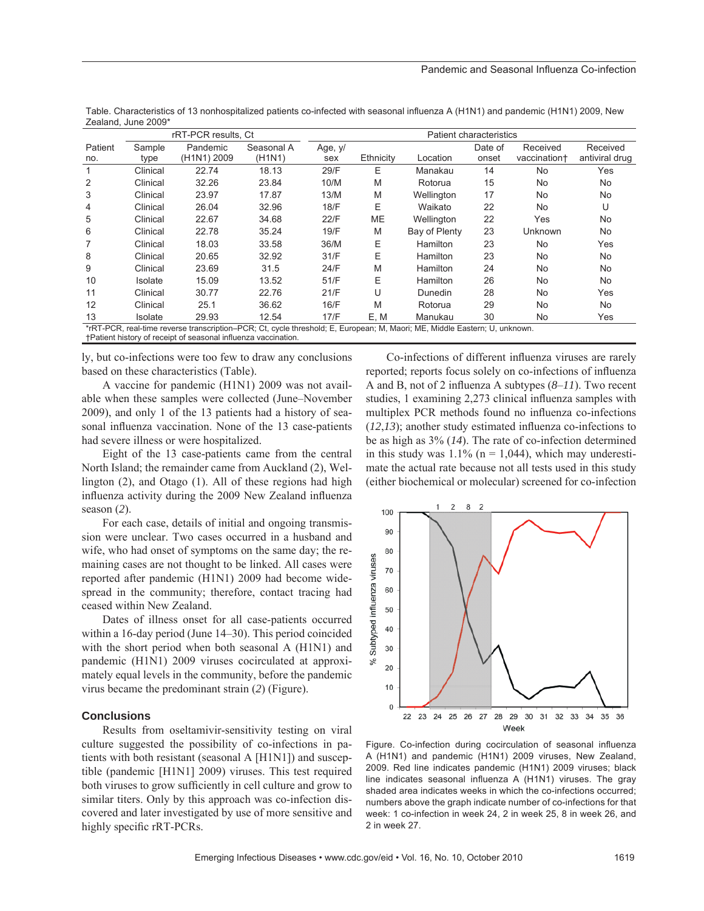Table. Characteristics of 13 nonhospitalized patients co-infected with seasonal influenza A (H1N1) and pandemic (H1N1) 2009, New Zealand, June 2009*

| | rRT-PCR results, Ct | | | Patient characteristics | | | | | |
|---|---|---|---|---|---|---|---|---|---|
| Patient no. | Sample type | Pandemic (H1N1) 2009 | Seasonal A (H1N1) | Age, y/sex | Ethnicity | Location | Date of onset | Received vaccination† | Received antiviral drug |
| 1 | Clinical | 22.74 | 18.13 | 29/F | E | Manakau | 14 | No | Yes |
| 2 | Clinical | 32.26 | 23.84 | 10/M | M | Rotorua | 15 | No | No |
| 3 | Clinical | 23.97 | 17.87 | 13/M | M | Wellington | 17 | No | No |
| 4 | Clinical | 26.04 | 32.96 | 18/F | E | Waikato | 22 | No | U |
| 5 | Clinical | 22.67 | 34.68 | 22/F | ME | Wellington | 22 | Yes | No |
| 6 | Clinical | 22.78 | 35.24 | 19/F | M | Bay of Plenty | 23 | Unknown | No |
| 7 | Clinical | 18.03 | 33.58 | 36/M | E | Hamilton | 23 | No | Yes |
| 8 | Clinical | 20.65 | 32.92 | 31/F | E | Hamilton | 23 | No | No |
| 9 | Clinical | 23.69 | 31.5 | 24/F | M | Hamilton | 24 | No | No |
| 10 | Isolate | 15.09 | 13.52 | 51/F | E | Hamilton | 26 | No | No |
| 11 | Clinical | 30.77 | 22.76 | 21/F | U | Dunedin | 28 | No | Yes |
| 12 | Clinical | 25.1 | 36.62 | 16/F | M | Rotorua | 29 | No | No |
| 13 | Isolate | 29.93 | 12.54 | 17/F | E, M | Manukau | 30 | No | Yes |

*rRT-PCR, real-time reverse transcription–PCR; Ct, cycle threshold; E, European; M, Maori; ME, Middle Eastern; U, unknown.
†Patient history of receipt of seasonal influenza vaccination.

ly, but co-infections were too few to draw any conclusions based on these characteristics (Table).

A vaccine for pandemic (H1N1) 2009 was not available when these samples were collected (June–November 2009), and only 1 of the 13 patients had a history of seasonal influenza vaccination. None of the 13 case-patients had severe illness or were hospitalized.

Eight of the 13 case-patients came from the central North Island; the remainder came from Auckland (2), Wellington (2), and Otago (1). All of these regions had high influenza activity during the 2009 New Zealand influenza season (*2*).

For each case, details of initial and ongoing transmission were unclear. Two cases occurred in a husband and wife, who had onset of symptoms on the same day; the remaining cases are not thought to be linked. All cases were reported after pandemic (H1N1) 2009 had become widespread in the community; therefore, contact tracing had ceased within New Zealand.

Dates of illness onset for all case-patients occurred within a 16-day period (June 14–30). This period coincided with the short period when both seasonal A (H1N1) and pandemic (H1N1) 2009 viruses cocirculated at approximately equal levels in the community, before the pandemic virus became the predominant strain (*2*) (Figure).

## Conclusions

Results from oseltamivir-sensitivity testing on viral culture suggested the possibility of co-infections in patients with both resistant (seasonal A [H1N1]) and susceptible (pandemic [H1N1] 2009) viruses. This test required both viruses to grow sufficiently in cell culture and grow to similar titers. Only by this approach was co-infection discovered and later investigated by use of more sensitive and highly specific rRT-PCRs.

Co-infections of different influenza viruses are rarely reported; reports focus solely on co-infections of influenza A and B, not of 2 influenza A subtypes (*8*–*11*). Two recent studies, 1 examining 2,273 clinical influenza samples with multiplex PCR methods found no influenza co-infections (*12*,*13*); another study estimated influenza co-infections to be as high as 3% (*14*). The rate of co-infection determined in this study was 1.1% (n = 1,044), which may underestimate the actual rate because not all tests used in this study (either biochemical or molecular) screened for co-infection

Figure. Co-infection during cocirculation of seasonal influenza A (H1N1) and pandemic (H1N1) 2009 viruses, New Zealand, 2009. Red line indicates pandemic (H1N1) 2009 viruses; black line indicates seasonal influenza A (H1N1) viruses. The gray shaded area indicates weeks in which the co-infections occurred; numbers above the graph indicate number of co-infections for that week: 1 co-infection in week 24, 2 in week 25, 8 in week 26, and 2 in week 27.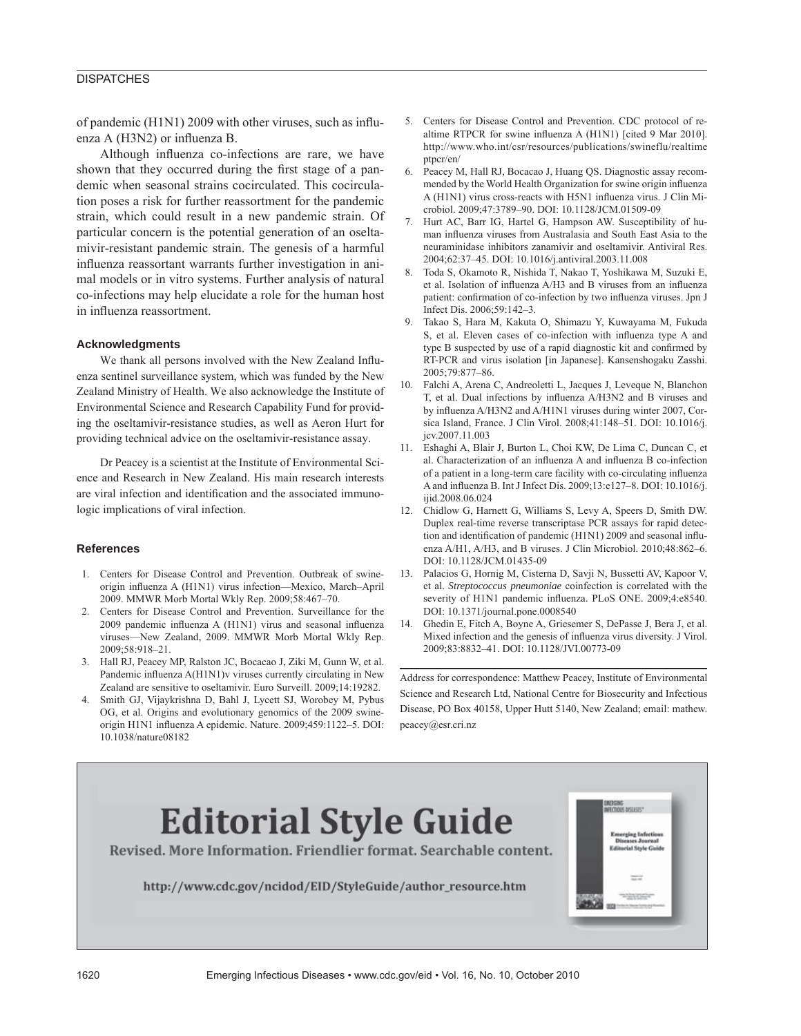of pandemic (H1N1) 2009 with other viruses, such as influenza A (H3N2) or influenza B.

Although influenza co-infections are rare, we have shown that they occurred during the first stage of a pandemic when seasonal strains cocirculated. This cocirculation poses a risk for further reassortment for the pandemic strain, which could result in a new pandemic strain. Of particular concern is the potential generation of an oseltamivir-resistant pandemic strain. The genesis of a harmful influenza reassortant warrants further investigation in animal models or in vitro systems. Further analysis of natural co-infections may help elucidate a role for the human host in influenza reassortment.

### Acknowledgments

We thank all persons involved with the New Zealand Influenza sentinel surveillance system, which was funded by the New Zealand Ministry of Health. We also acknowledge the Institute of Environmental Science and Research Capability Fund for providing the oseltamivir-resistance studies, as well as Aeron Hurt for providing technical advice on the oseltamivir-resistance assay.

Dr Peacey is a scientist at the Institute of Environmental Science and Research in New Zealand. His main research interests are viral infection and identification and the associated immunologic implications of viral infection.

### References

1. Centers for Disease Control and Prevention. Outbreak of swine-origin influenza A (H1N1) virus infection—Mexico, March–April 2009. MMWR Morb Mortal Wkly Rep. 2009;58:467–70.
2. Centers for Disease Control and Prevention. Surveillance for the 2009 pandemic influenza A (H1N1) virus and seasonal influenza viruses—New Zealand, 2009. MMWR Morb Mortal Wkly Rep. 2009;58:918–21.
3. Hall RJ, Peacey MP, Ralston JC, Bocacao J, Ziki M, Gunn W, et al. Pandemic influenza A(H1N1)v viruses currently circulating in New Zealand are sensitive to oseltamivir. Euro Surveill. 2009;14:19282.
4. Smith GJ, Vijaykrishna D, Bahl J, Lycett SJ, Worobey M, Pybus OG, et al. Origins and evolutionary genomics of the 2009 swine-origin H1N1 influenza A epidemic. Nature. 2009;459:1122–5. DOI: 10.1038/nature08182
5. Centers for Disease Control and Prevention. CDC protocol of realtime RTPCR for swine influenza A (H1N1) [cited 9 Mar 2010]. http://www.who.int/csr/resources/publications/swineflu/realtimeptpcr/en/
6. Peacey M, Hall RJ, Bocacao J, Huang QS. Diagnostic assay recommended by the World Health Organization for swine origin influenza A (H1N1) virus cross-reacts with H5N1 influenza virus. J Clin Microbiol. 2009;47:3789–90. DOI: 10.1128/JCM.01509-09
7. Hurt AC, Barr IG, Hartel G, Hampson AW. Susceptibility of human influenza viruses from Australasia and South East Asia to the neuraminidase inhibitors zanamivir and oseltamivir. Antiviral Res. 2004;62:37–45. DOI: 10.1016/j.antiviral.2003.11.008
8. Toda S, Okamoto R, Nishida T, Nakao T, Yoshikawa M, Suzuki E, et al. Isolation of influenza A/H3 and B viruses from an influenza patient: confirmation of co-infection by two influenza viruses. Jpn J Infect Dis. 2006;59:142–3.
9. Takao S, Hara M, Kakuta O, Shimazu Y, Kuwayama M, Fukuda S, et al. Eleven cases of co-infection with influenza type A and type B suspected by use of a rapid diagnostic kit and confirmed by RT-PCR and virus isolation [in Japanese]. Kansenshogaku Zasshi. 2005;79:877–86.
10. Falchi A, Arena C, Andreoletti L, Jacques J, Leveque N, Blanchon T, et al. Dual infections by influenza A/H3N2 and B viruses and by influenza A/H3N2 and A/H1N1 viruses during winter 2007, Corsica Island, France. J Clin Virol. 2008;41:148–51. DOI: 10.1016/j.jcv.2007.11.003
11. Eshaghi A, Blair J, Burton L, Choi KW, De Lima C, Duncan C, et al. Characterization of an influenza A and influenza B co-infection of a patient in a long-term care facility with co-circulating influenza A and influenza B. Int J Infect Dis. 2009;13:e127–8. DOI: 10.1016/j.ijid.2008.06.024
12. Chidlow G, Harnett G, Williams S, Levy A, Speers D, Smith DW. Duplex real-time reverse transcriptase PCR assays for rapid detection and identification of pandemic (H1N1) 2009 and seasonal influenza A/H1, A/H3, and B viruses. J Clin Microbiol. 2010;48:862–6. DOI: 10.1128/JCM.01435-09
13. Palacios G, Hornig M, Cisterna D, Savji N, Bussetti AV, Kapoor V, et al. *Streptococcus pneumoniae* coinfection is correlated with the severity of H1N1 pandemic influenza. PLoS ONE. 2009;4:e8540. DOI: 10.1371/journal.pone.0008540
14. Ghedin E, Fitch A, Boyne A, Griesemer S, DePasse J, Bera J, et al. Mixed infection and the genesis of influenza virus diversity. J Virol. 2009;83:8832–41. DOI: 10.1128/JVI.00773-09

Address for correspondence: Matthew Peacey, Institute of Environmental Science and Research Ltd, National Centre for Biosecurity and Infectious Disease, PO Box 40158, Upper Hutt 5140, New Zealand; email: mathew.peacey@esr.cri.nz

**Editorial Style Guide**

Revised. More Information. Friendlier format. Searchable content.

http://www.cdc.gov/ncidod/EID/StyleGuide/author_resource.htm